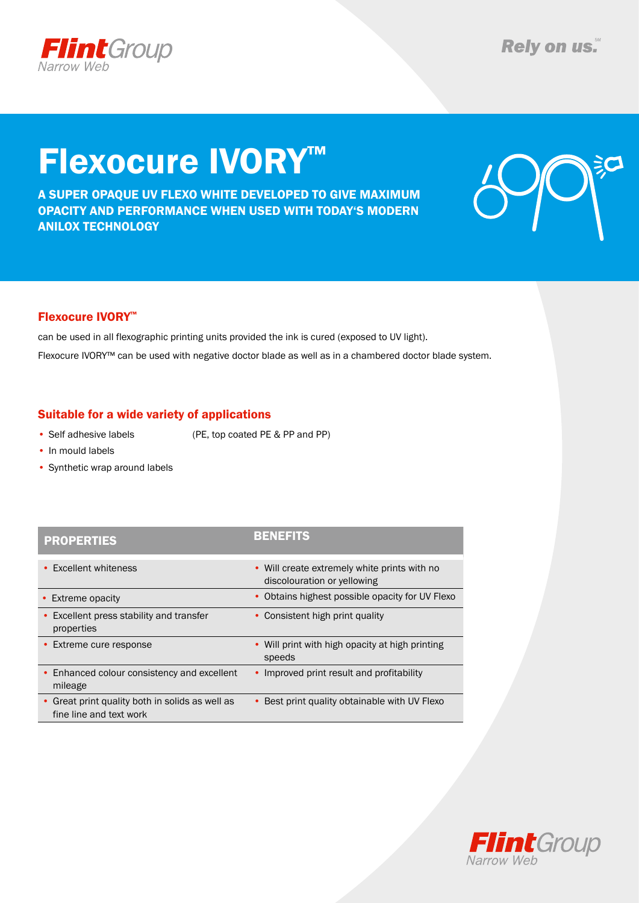# Flexocure IVORY™

**A SUPER OPAQUE UV FLEXO WHITE DEVELOPED TO GIVE MAXIMUM OPACITY AND PERFORMANCE WHEN USED WITH TODAY'S MODERN ANILOX TECHNOLOGY**

## Flexocure IVORY™

can be used in all flexographic printing units provided the ink is cured (exposed to UV light).

Flexocure IVORY™ can be used with negative doctor blade as well as in a chambered doctor blade system.

## Suitable for a wide variety of applications

- Self adhesive labels (PE, top coated PE & PP and PP)
- In mould labels
- Synthetic wrap around labels

| PROPERTIES | BENEFITS |
|---|---|
| Excellent whiteness | Will create extremely white prints with no discolouration or yellowing |
| Extreme opacity | Obtains highest possible opacity for UV Flexo |
| Excellent press stability and transfer properties | Consistent high print quality |
| Extreme cure response | Will print with high opacity at high printing speeds |
| Enhanced colour consistency and excellent mileage | Improved print result and profitability |
| Great print quality both in solids as well as fine line and text work | Best print quality obtainable with UV Flexo |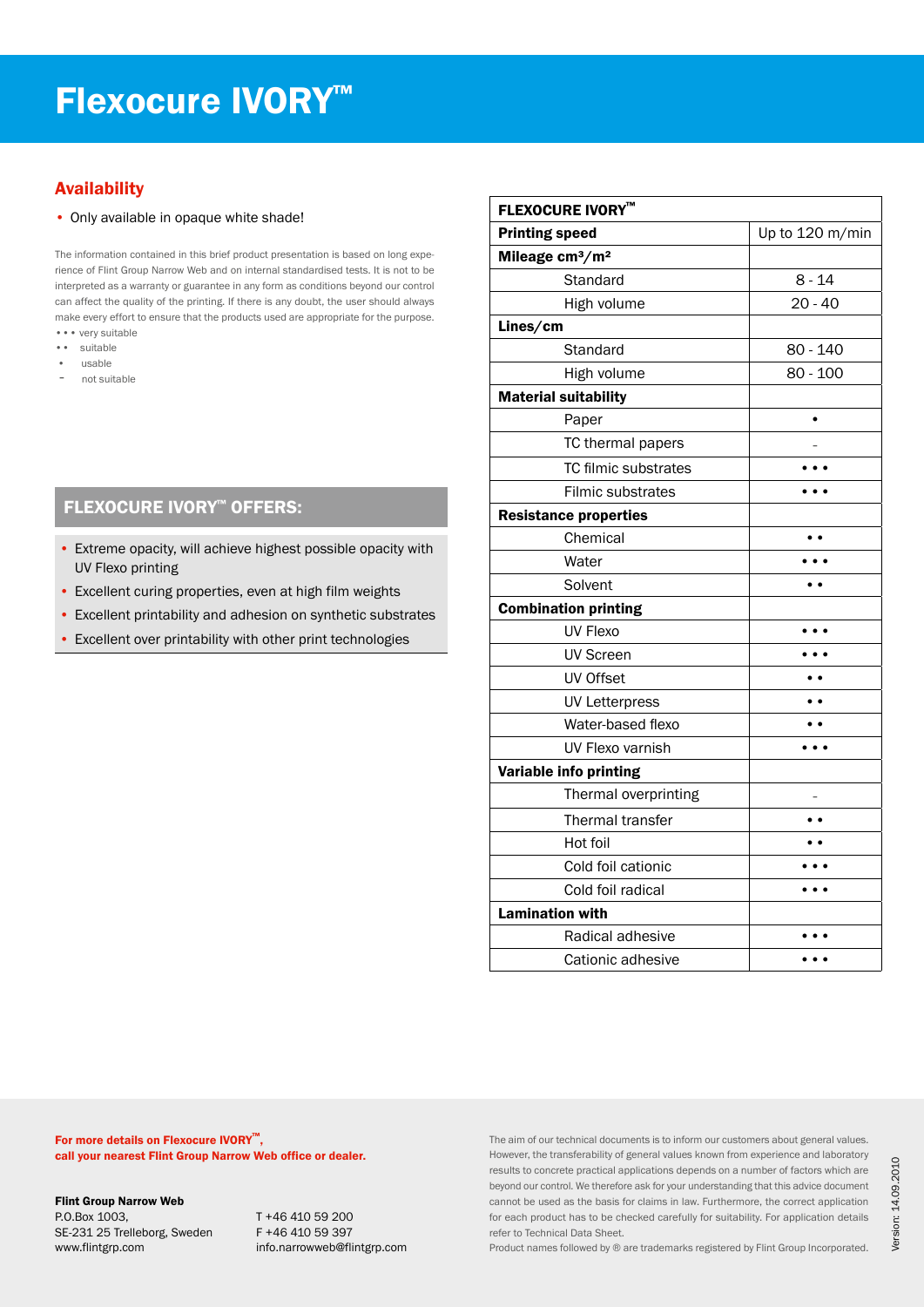# Flexocure IVORY™

## Availability

- Only available in opaque white shade!

The information contained in this brief product presentation is based on long experience of Flint Group Narrow Web and on internal standardised tests. It is not to be interpreted as a warranty or guarantee in any form as conditions beyond our control can affect the quality of the printing. If there is any doubt, the user should always make every effort to ensure that the products used are appropriate for the purpose.

- • • • very suitable
- • • suitable
- • usable
- – not suitable

## FLEXOCURE IVORY™ OFFERS:

- Extreme opacity, will achieve highest possible opacity with UV Flexo printing
- Excellent curing properties, even at high film weights
- Excellent printability and adhesion on synthetic substrates
- Excellent over printability with other print technologies

| FLEXOCURE IVORY™ | |
|---|---|
| **Printing speed** | Up to 120 m/min |
| **Mileage cm³/m²** | |
| Standard | 8 - 14 |
| High volume | 20 - 40 |
| **Lines/cm** | |
| Standard | 80 - 140 |
| High volume | 80 - 100 |
| **Material suitability** | |
| Paper | • |
| TC thermal papers | – |
| TC filmic substrates | • • • |
| Filmic substrates | • • • |
| **Resistance properties** | |
| Chemical | • • |
| Water | • • • |
| Solvent | • • |
| **Combination printing** | |
| UV Flexo | • • • |
| UV Screen | • • • |
| UV Offset | • • |
| UV Letterpress | • • |
| Water-based flexo | • • |
| UV Flexo varnish | • • • |
| **Variable info printing** | |
| Thermal overprinting | – |
| Thermal transfer | • • |
| Hot foil | • • |
| Cold foil cationic | • • • |
| Cold foil radical | • • • |
| **Lamination with** | |
| Radical adhesive | • • • |
| Cationic adhesive | • • • |

**For more details on Flexocure IVORY™, call your nearest Flint Group Narrow Web office or dealer.**

**Flint Group Narrow Web**
P.O.Box 1003,
SE-231 25 Trelleborg, Sweden
www.flintgrp.com

T +46 410 59 200
F +46 410 59 397
info.narrowweb@flintgrp.com

The aim of our technical documents is to inform our customers about general values. However, the transferability of general values known from experience and laboratory results to concrete practical applications depends on a number of factors which are beyond our control. We therefore ask for your understanding that this advice document cannot be used as the basis for claims in law. Furthermore, the correct application for each product has to be checked carefully for suitability. For application details refer to Technical Data Sheet.
Product names followed by ® are trademarks registered by Flint Group Incorporated.

Version: 14.09.2010